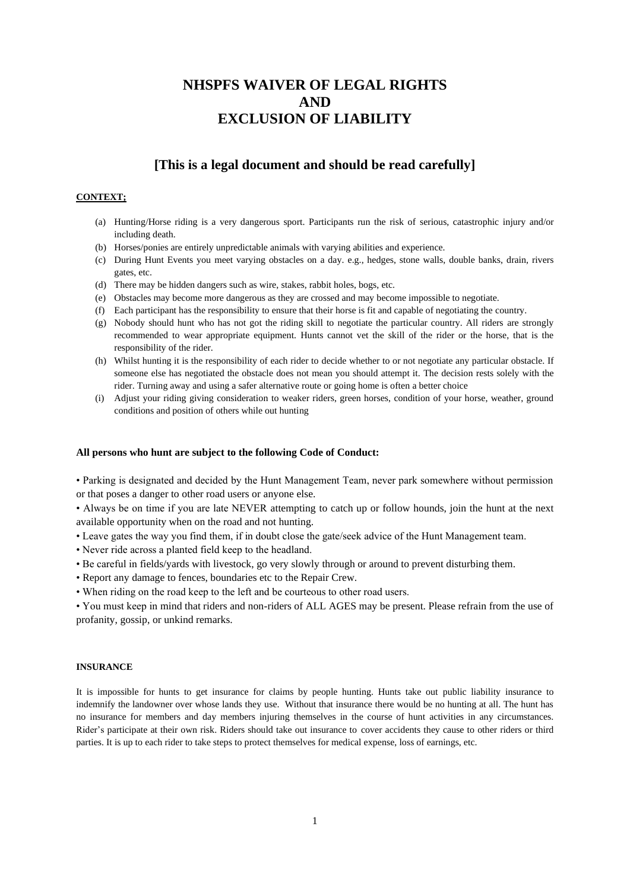# NHSPFS WAIVER OF LEGAL RIGHTS
# AND
# EXCLUSION OF LIABILITY

## [This is a legal document and should be read carefully]

**CONTEXT;**

(a) Hunting/Horse riding is a very dangerous sport. Participants run the risk of serious, catastrophic injury and/or including death.
(b) Horses/ponies are entirely unpredictable animals with varying abilities and experience.
(c) During Hunt Events you meet varying obstacles on a day. e.g., hedges, stone walls, double banks, drain, rivers gates, etc.
(d) There may be hidden dangers such as wire, stakes, rabbit holes, bogs, etc.
(e) Obstacles may become more dangerous as they are crossed and may become impossible to negotiate.
(f) Each participant has the responsibility to ensure that their horse is fit and capable of negotiating the country.
(g) Nobody should hunt who has not got the riding skill to negotiate the particular country. All riders are strongly recommended to wear appropriate equipment. Hunts cannot vet the skill of the rider or the horse, that is the responsibility of the rider.
(h) Whilst hunting it is the responsibility of each rider to decide whether to or not negotiate any particular obstacle. If someone else has negotiated the obstacle does not mean you should attempt it. The decision rests solely with the rider. Turning away and using a safer alternative route or going home is often a better choice
(i) Adjust your riding giving consideration to weaker riders, green horses, condition of your horse, weather, ground conditions and position of others while out hunting

**All persons who hunt are subject to the following Code of Conduct:**

• Parking is designated and decided by the Hunt Management Team, never park somewhere without permission or that poses a danger to other road users or anyone else.

• Always be on time if you are late NEVER attempting to catch up or follow hounds, join the hunt at the next available opportunity when on the road and not hunting.

• Leave gates the way you find them, if in doubt close the gate/seek advice of the Hunt Management team.

• Never ride across a planted field keep to the headland.

• Be careful in fields/yards with livestock, go very slowly through or around to prevent disturbing them.

• Report any damage to fences, boundaries etc to the Repair Crew.

• When riding on the road keep to the left and be courteous to other road users.

• You must keep in mind that riders and non-riders of ALL AGES may be present. Please refrain from the use of profanity, gossip, or unkind remarks.

**INSURANCE**

It is impossible for hunts to get insurance for claims by people hunting. Hunts take out public liability insurance to indemnify the landowner over whose lands they use. Without that insurance there would be no hunting at all. The hunt has no insurance for members and day members injuring themselves in the course of hunt activities in any circumstances. Rider's participate at their own risk. Riders should take out insurance to cover accidents they cause to other riders or third parties. It is up to each rider to take steps to protect themselves for medical expense, loss of earnings, etc.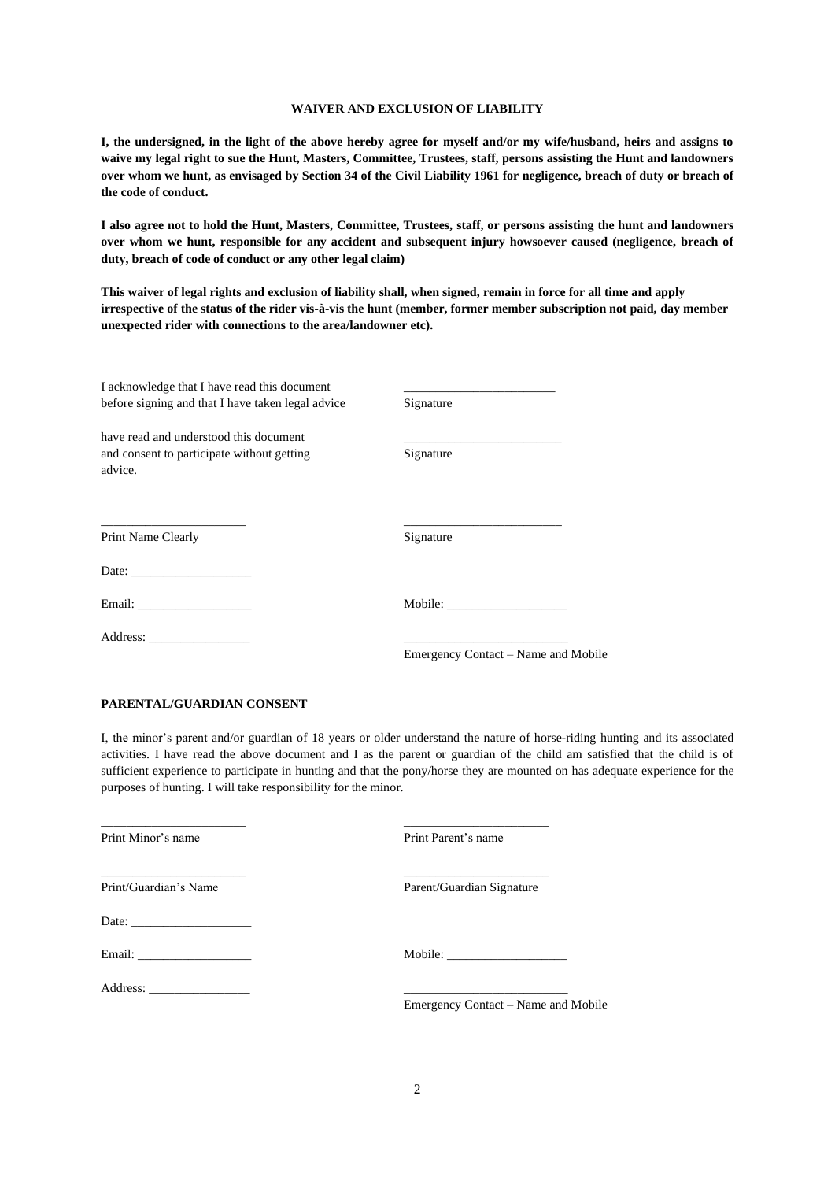**WAIVER AND EXCLUSION OF LIABILITY**

**I, the undersigned, in the light of the above hereby agree for myself and/or my wife/husband, heirs and assigns to waive my legal right to sue the Hunt, Masters, Committee, Trustees, staff, persons assisting the Hunt and landowners over whom we hunt, as envisaged by Section 34 of the Civil Liability 1961 for negligence, breach of duty or breach of the code of conduct.**

**I also agree not to hold the Hunt, Masters, Committee, Trustees, staff, or persons assisting the hunt and landowners over whom we hunt, responsible for any accident and subsequent injury howsoever caused (negligence, breach of duty, breach of code of conduct or any other legal claim)**

**This waiver of legal rights and exclusion of liability shall, when signed, remain in force for all time and apply irrespective of the status of the rider vis-à-vis the hunt (member, former member subscription not paid, day member unexpected rider with connections to the area/landowner etc).**

I acknowledge that I have read this document before signing and that I have taken legal advice

________________________ Signature

have read and understood this document and consent to participate without getting advice.

________________________ Signature

________________________ Print Name Clearly

________________________ Signature

Date: ____________________

Email: ___________________

Mobile: ___________________

Address: _________________

________________________ Emergency Contact – Name and Mobile

**PARENTAL/GUARDIAN CONSENT**

I, the minor's parent and/or guardian of 18 years or older understand the nature of horse-riding hunting and its associated activities. I have read the above document and I as the parent or guardian of the child am satisfied that the child is of sufficient experience to participate in hunting and that the pony/horse they are mounted on has adequate experience for the purposes of hunting. I will take responsibility for the minor.

________________________ Print Minor's name

________________________ Print Parent's name

________________________ Print/Guardian's Name

________________________ Parent/Guardian Signature

Date: ____________________

Email: ___________________

Mobile: ___________________

Address: _________________

________________________ Emergency Contact – Name and Mobile